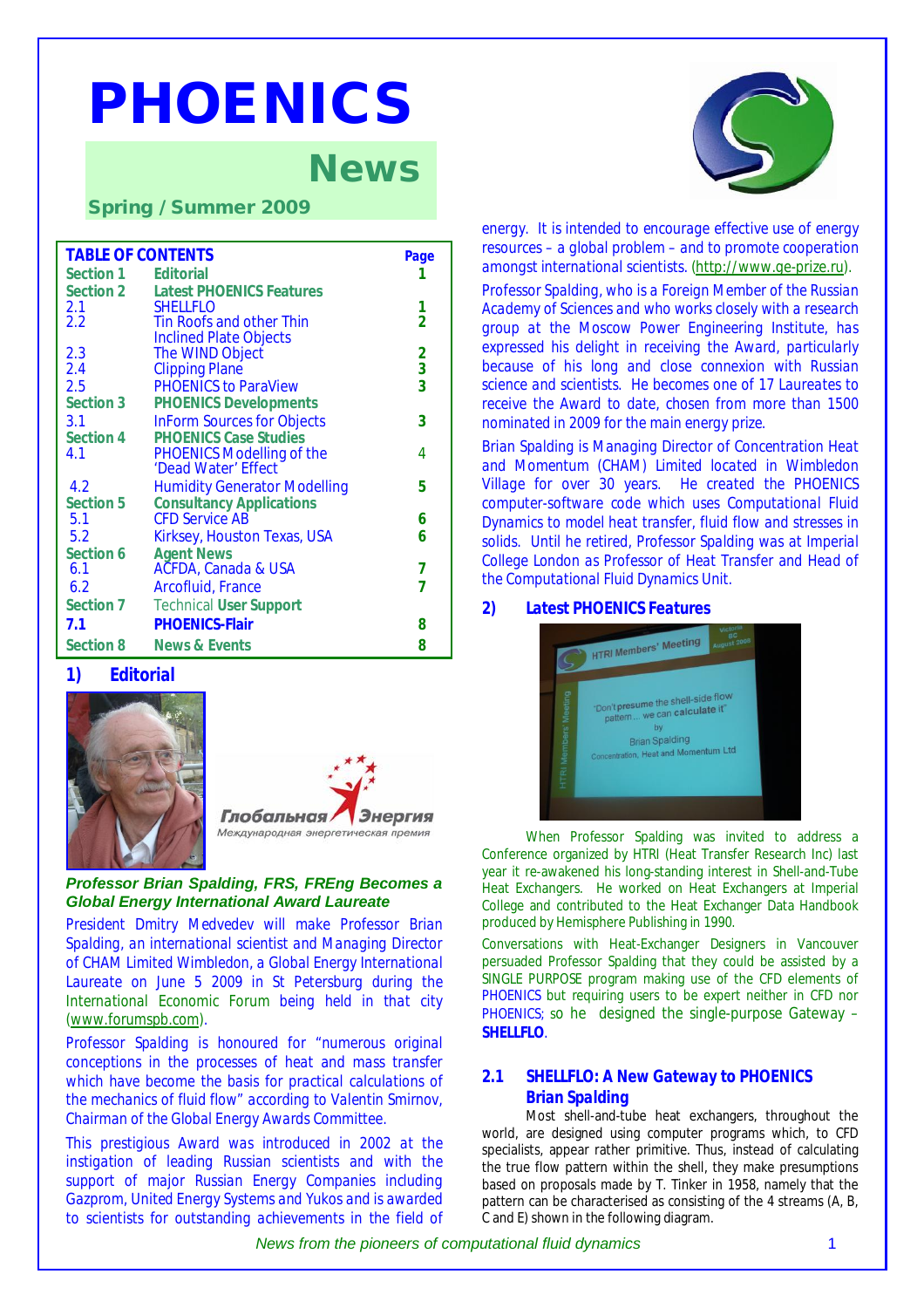# PHOENICS

## News

**Spring / Summer 2009**

| TABLE OF CONTENTS | | Page |
|---|---|---|
| Section 1 | Editorial | 1 |
| Section 2 | Latest PHOENICS Features | |
| 2.1 | SHELLFLO | 1 |
| 2.2 | Tin Roofs and other Thin Inclined Plate Objects | 2 |
| 2.3 | The WIND Object | 2 |
| 2.4 | Clipping Plane | 3 |
| 2.5 | PHOENICS to ParaView | 3 |
| Section 3 | PHOENICS Developments | |
| 3.1 | InForm Sources for Objects | 3 |
| Section 4 | PHOENICS Case Studies | |
| 4.1 | PHOENICS Modelling of the 'Dead Water' Effect | 4 |
| 4.2 | Humidity Generator Modelling | 5 |
| Section 5 | Consultancy Applications | |
| 5.1 | CFD Service AB | 6 |
| 5.2 | Kirksey, Houston Texas, USA | 6 |
| Section 6 | Agent News | |
| 6.1 | ACFDA, Canada & USA | 7 |
| 6.2 | Arcofluid, France | 7 |
| Section 7 | Technical User Support | |
| 7.1 | PHOENICS-Flair | 8 |
| Section 8 | News & Events | 8 |

## 1) Editorial

Глобальная Энергия
Международная энергетическая премия

***Professor Brian Spalding, FRS, FREng Becomes a Global Energy International Award Laureate***

President Dmitry Medvedev will make Professor Brian Spalding, an international scientist and Managing Director of CHAM Limited Wimbledon, a Global Energy International Laureate on June 5 2009 in St Petersburg during the International Economic Forum being held in that city (www.forumspb.com).

Professor Spalding is honoured for "numerous original conceptions in the processes of heat and mass transfer which have become the basis for practical calculations of the mechanics of fluid flow" according to Valentin Smirnov, Chairman of the Global Energy Awards Committee.

This prestigious Award was introduced in 2002 at the instigation of leading Russian scientists and with the support of major Russian Energy Companies including Gazprom, United Energy Systems and Yukos and is awarded to scientists for outstanding achievements in the field of energy. It is intended to encourage effective use of energy resources – a global problem – and to promote cooperation amongst international scientists. (http://www.ge-prize.ru).

Professor Spalding, who is a Foreign Member of the Russian Academy of Sciences and who works closely with a research group at the Moscow Power Engineering Institute, has expressed his delight in receiving the Award, particularly because of his long and close connexion with Russian science and scientists. He becomes one of 17 Laureates to receive the Award to date, chosen from more than 1500 nominated in 2009 for the main energy prize.

Brian Spalding is Managing Director of Concentration Heat and Momentum (CHAM) Limited located in Wimbledon Village for over 30 years. He created the PHOENICS computer-software code which uses Computational Fluid Dynamics to model heat transfer, fluid flow and stresses in solids. Until he retired, Professor Spalding was at Imperial College London as Professor of Heat Transfer and Head of the Computational Fluid Dynamics Unit.

## 2) Latest PHOENICS Features

When Professor Spalding was invited to address a Conference organized by HTRI (Heat Transfer Research Inc) last year it re-awakened his long-standing interest in Shell-and-Tube Heat Exchangers. He worked on Heat Exchangers at Imperial College and contributed to the Heat Exchanger Data Handbook produced by Hemisphere Publishing in 1990.

Conversations with Heat-Exchanger Designers in Vancouver persuaded Professor Spalding that they could be assisted by a SINGLE PURPOSE program making use of the CFD elements of PHOENICS but requiring users to be expert neither in CFD nor PHOENICS; so he designed the single-purpose Gateway – **SHELLFLO**.

### 2.1 SHELLFLO: A New Gateway to PHOENICS
**Brian Spalding**

Most shell-and-tube heat exchangers, throughout the world, are designed using computer programs which, to CFD specialists, appear rather primitive. Thus, instead of calculating the true flow pattern within the shell, they make presumptions based on proposals made by T. Tinker in 1958, namely that the pattern can be characterised as consisting of the 4 streams (A, B, C and E) shown in the following diagram.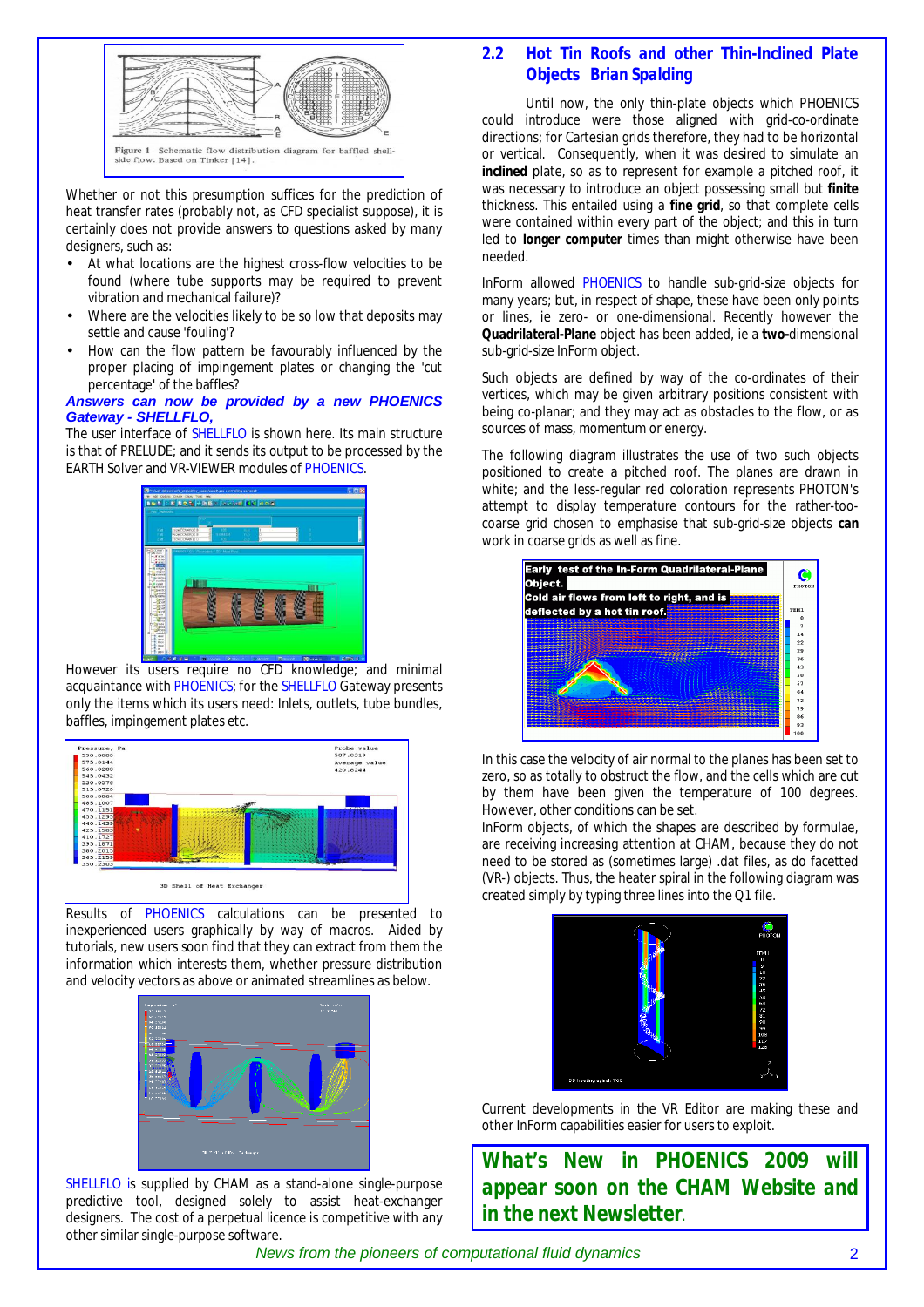Figure 1 Schematic flow distribution diagram for baffled shell-side flow. Based on Tinker [14].

Whether or not this presumption suffices for the prediction of heat transfer rates (probably not, as CFD specialist suppose), it is certainly does not provide answers to questions asked by many designers, such as:

- At what locations are the highest cross-flow velocities to be found (where tube supports may be required to prevent vibration and mechanical failure)?
- Where are the velocities likely to be so low that deposits may settle and cause 'fouling'?
- How can the flow pattern be favourably influenced by the proper placing of impingement plates or changing the 'cut percentage' of the baffles?

***Answers can now be provided by a new PHOENICS Gateway - SHELLFLO,***

The user interface of SHELLFLO is shown here. Its main structure is that of PRELUDE; and it sends its output to be processed by the EARTH Solver and VR-VIEWER modules of PHOENICS.

However its users require no CFD knowledge; and minimal acquaintance with PHOENICS; for the SHELLFLO Gateway presents only the items which its users need: Inlets, outlets, tube bundles, baffles, impingement plates etc.

3D Shell of Heat Exchanger

Results of PHOENICS calculations can be presented to inexperienced users graphically by way of macros. Aided by tutorials, new users soon find that they can extract from them the information which interests them, whether pressure distribution and velocity vectors as above or animated streamlines as below.

SHELLFLO is supplied by CHAM as a stand-alone single-purpose predictive tool, designed solely to assist heat-exchanger designers. The cost of a perpetual licence is competitive with any other similar single-purpose software.

## 2.2 Hot Tin Roofs and other Thin-Inclined Plate Objects Brian Spalding

Until now, the only thin-plate objects which PHOENICS could introduce were those aligned with grid-co-ordinate directions; for Cartesian grids therefore, they had to be horizontal or vertical. Consequently, when it was desired to simulate an **inclined** plate, so as to represent for example a pitched roof, it was necessary to introduce an object possessing small but **finite** thickness. This entailed using a **fine grid**, so that complete cells were contained within every part of the object; and this in turn led to **longer computer** times than might otherwise have been needed.

InForm allowed PHOENICS to handle sub-grid-size objects for many years; but, in respect of shape, these have been only points or lines, ie zero- or one-dimensional. Recently however the **Quadrilateral-Plane** object has been added, ie a **two-**dimensional sub-grid-size InForm object.

Such objects are defined by way of the co-ordinates of their vertices, which may be given arbitrary positions consistent with being co-planar; and they may act as obstacles to the flow, or as sources of mass, momentum or energy.

The following diagram illustrates the use of two such objects positioned to create a pitched roof. The planes are drawn in white; and the less-regular red coloration represents PHOTON's attempt to display temperature contours for the rather-too-coarse grid chosen to emphasise that sub-grid-size objects **can** work in coarse grids as well as fine.

In this case the velocity of air normal to the planes has been set to zero, so as totally to obstruct the flow, and the cells which are cut by them have been given the temperature of 100 degrees. However, other conditions can be set.

InForm objects, of which the shapes are described by formulae, are receiving increasing attention at CHAM, because they do not need to be stored as (sometimes large) .dat files, as do facetted (VR-) objects. Thus, the heater spiral in the following diagram was created simply by typing three lines into the Q1 file.

Current developments in the VR Editor are making these and other InForm capabilities easier for users to exploit.

## What's New in PHOENICS 2009 will appear soon on the CHAM Website and in the next Newsletter.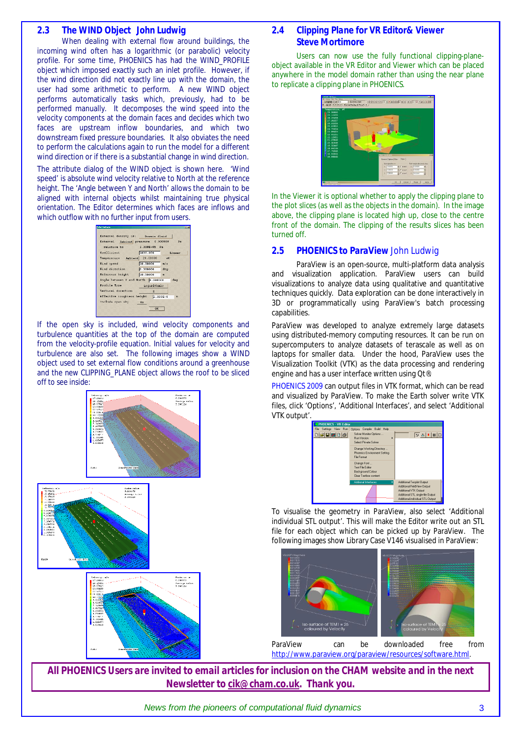## 2.3 The WIND Object John Ludwig

When dealing with external flow around buildings, the incoming wind often has a logarithmic (or parabolic) velocity profile. For some time, PHOENICS has had the WIND_PROFILE object which imposed exactly such an inlet profile. However, if the wind direction did not exactly line up with the domain, the user had some arithmetic to perform. A new WIND object performs automatically tasks which, previously, had to be performed manually. It decomposes the wind speed into the velocity components at the domain faces and decides which two faces are upstream inflow boundaries, and which two downstream fixed pressure boundaries. It also obviates the need to perform the calculations again to run the model for a different wind direction or if there is a substantial change in wind direction.

The attribute dialog of the WIND object is shown here. 'Wind speed' is absolute wind velocity relative to North at the reference height. The 'Angle between Y and North' allows the domain to be aligned with internal objects whilst maintaining true physical orientation. The Editor determines which faces are inflows and which outflow with no further input from users.

If the open sky is included, wind velocity components and turbulence quantities at the top of the domain are computed from the velocity-profile equation. Initial values for velocity and turbulence are also set. The following images show a WIND object used to set external flow conditions around a greenhouse and the new CLIPPING_PLANE object allows the roof to be sliced off to see inside:

## 2.4 Clipping Plane for VR Editor& Viewer Steve Mortimore

Users can now use the fully functional clipping-plane-object available in the VR Editor and Viewer which can be placed anywhere in the model domain rather than using the near plane to replicate a clipping plane in PHOENICS.

In the Viewer it is optional whether to apply the clipping plane to the plot slices (as well as the objects in the domain). In the image above, the clipping plane is located high up, close to the centre front of the domain. The clipping of the results slices has been turned off.

## 2.5 PHOENICS to ParaView John Ludwig

ParaView is an open-source, multi-platform data analysis and visualization application. ParaView users can build visualizations to analyze data using qualitative and quantitative techniques quickly. Data exploration can be done interactively in 3D or programmatically using ParaView's batch processing capabilities.

ParaView was developed to analyze extremely large datasets using distributed-memory computing resources. It can be run on supercomputers to analyze datasets of terascale as well as on laptops for smaller data. Under the hood, ParaView uses the Visualization Toolkit (VTK) as the data processing and rendering engine and has a user interface written using Qt®.

PHOENICS 2009 can output files in VTK format, which can be read and visualized by ParaView. To make the Earth solver write VTK files, click 'Options', 'Additional Interfaces', and select 'Additional VTK output'.

To visualise the geometry in ParaView, also select 'Additional individual STL output'. This will make the Editor write out an STL file for each object which can be picked up by ParaView. The following images show Library Case V146 visualised in ParaView:

ParaView can be downloaded free from http://www.paraview.org/paraview/resources/software.html.

**All PHOENICS Users are invited to email articles for inclusion on the CHAM website and in the next Newsletter to cik@cham.co.uk. Thank you.**

*News from the pioneers of computational fluid dynamics*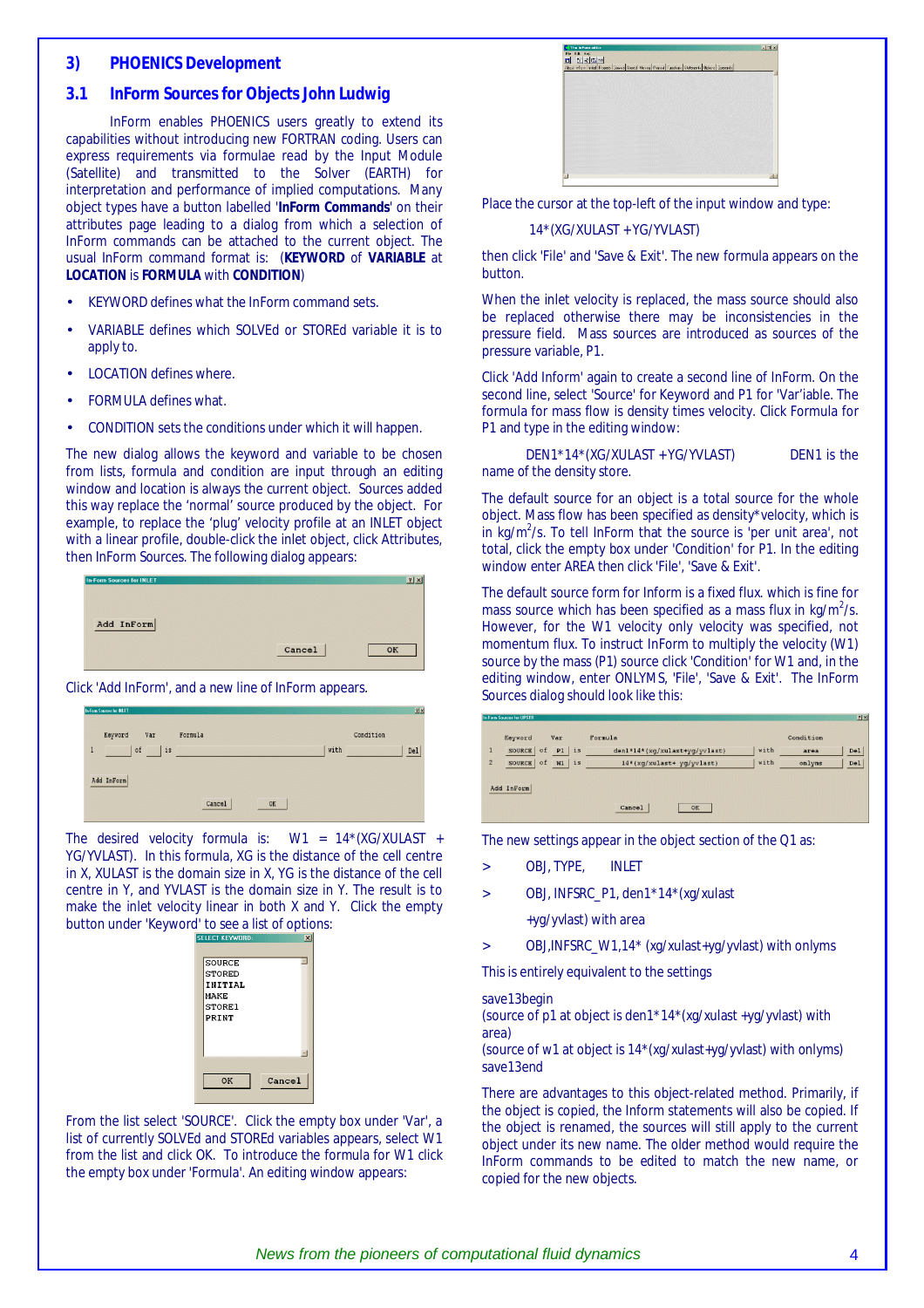## 3) PHOENICS Development

### 3.1 InForm Sources for Objects John Ludwig

InForm enables PHOENICS users greatly to extend its capabilities without introducing new FORTRAN coding. Users can express requirements via formulae read by the Input Module (Satellite) and transmitted to the Solver (EARTH) for interpretation and performance of implied computations. Many object types have a button labelled '**InForm Commands**' on their attributes page leading to a dialog from which a selection of InForm commands can be attached to the current object. The usual InForm command format is: (**KEYWORD** of **VARIABLE** at **LOCATION** is **FORMULA** with **CONDITION**)

- KEYWORD defines what the InForm command sets.
- VARIABLE defines which SOLVEd or STOREd variable it is to apply to.
- LOCATION defines where.
- FORMULA defines what.
- CONDITION sets the conditions under which it will happen.

The new dialog allows the keyword and variable to be chosen from lists, formula and condition are input through an editing window and location is always the current object. Sources added this way replace the 'normal' source produced by the object. For example, to replace the 'plug' velocity profile at an INLET object with a linear profile, double-click the inlet object, click Attributes, then InForm Sources. The following dialog appears:

Click 'Add InForm', and a new line of InForm appears.

The desired velocity formula is: W1 = 14*(XG/XULAST + YG/YVLAST). In this formula, XG is the distance of the cell centre in X, XULAST is the domain size in X, YG is the distance of the cell centre in Y, and YVLAST is the domain size in Y. The result is to make the inlet velocity linear in both X and Y. Click the empty button under 'Keyword' to see a list of options:

From the list select 'SOURCE'. Click the empty box under 'Var', a list of currently SOLVEd and STOREd variables appears, select W1 from the list and click OK. To introduce the formula for W1 click the empty box under 'Formula'. An editing window appears:

Place the cursor at the top-left of the input window and type:

14*(XG/XULAST +YG/YVLAST)

then click 'File' and 'Save & Exit'. The new formula appears on the button.

When the inlet velocity is replaced, the mass source should also be replaced otherwise there may be inconsistencies in the pressure field. Mass sources are introduced as sources of the pressure variable, P1.

Click 'Add Inform' again to create a second line of InForm. On the second line, select 'Source' for Keyword and P1 for 'Var'iable. The formula for mass flow is density times velocity. Click Formula for P1 and type in the editing window:

DEN1*14*(XG/XULAST +YG/YVLAST) DEN1 is the name of the density store.

The default source for an object is a total source for the whole object. Mass flow has been specified as density*velocity, which is in kg/m$^2$/s. To tell InForm that the source is 'per unit area', not total, click the empty box under 'Condition' for P1. In the editing window enter AREA then click 'File', 'Save & Exit'.

The default source form for Inform is a fixed flux. which is fine for mass source which has been specified as a mass flux in kg/m$^2$/s. However, for the W1 velocity only velocity was specified, not momentum flux. To instruct InForm to multiply the velocity (W1) source by the mass (P1) source click 'Condition' for W1 and, in the editing window, enter ONLYMS, 'File', 'Save & Exit'. The InForm Sources dialog should look like this:

The new settings appear in the object section of the Q1 as:

\> OBJ, TYPE, INLET

\> OBJ, INFSRC_P1, den1*14*(xg/xulast +yg/yvlast) with area

\> OBJ,INFSRC_W1,14* (xg/xulast+yg/yvlast) with onlyms

This is entirely equivalent to the settings

```
save13begin
(source of p1 at object is den1*14*(xg/xulast +yg/yvlast) with area)
(source of w1 at object is 14*(xg/xulast+yg/yvlast) with onlyms)
save13end
```

There are advantages to this object-related method. Primarily, if the object is copied, the Inform statements will also be copied. If the object is renamed, the sources will still apply to the current object under its new name. The older method would require the InForm commands to be edited to match the new name, or copied for the new objects.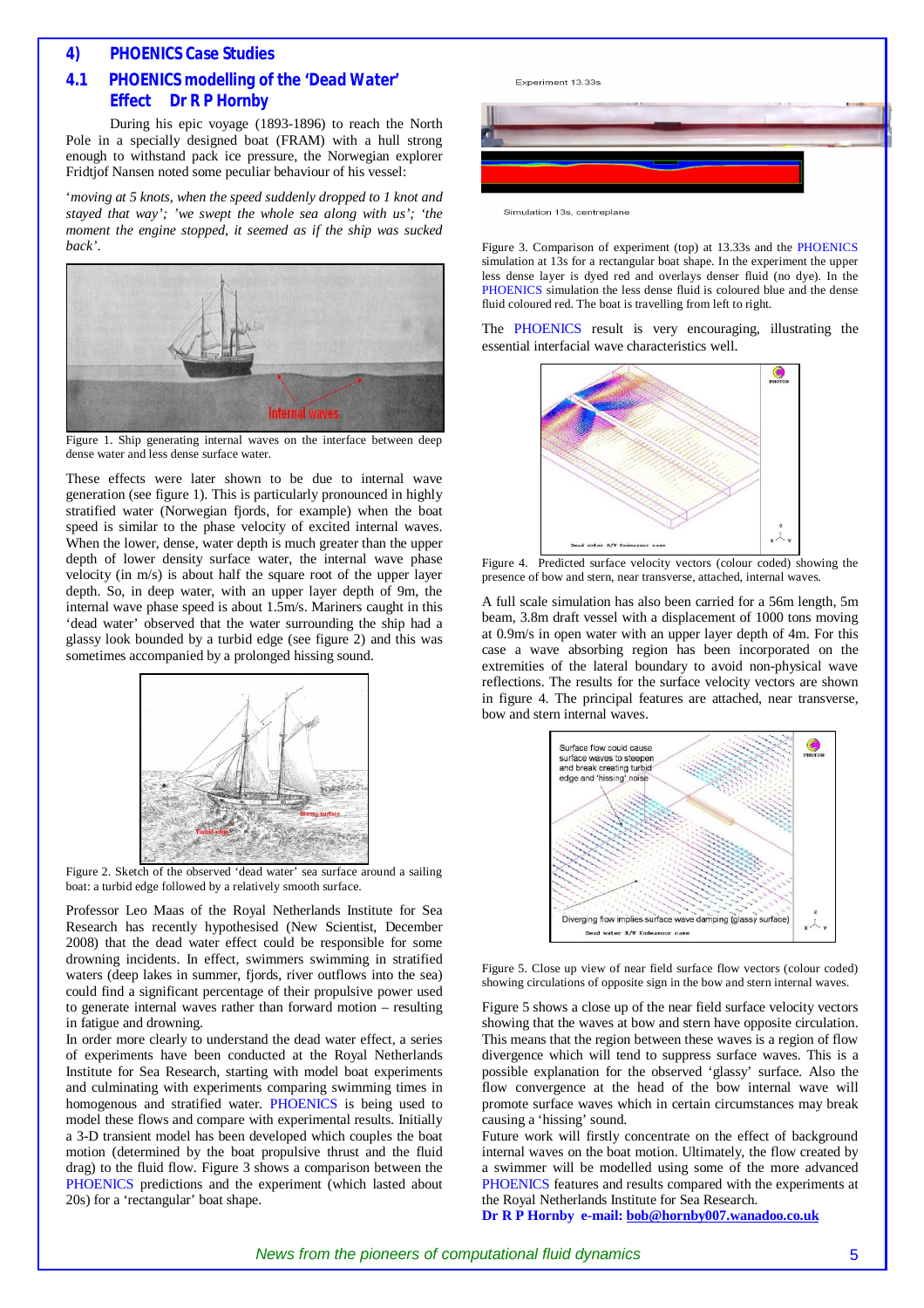## 4) PHOENICS Case Studies

### 4.1 PHOENICS modelling of the 'Dead Water' Effect Dr R P Hornby

During his epic voyage (1893-1896) to reach the North Pole in a specially designed boat (FRAM) with a hull strong enough to withstand pack ice pressure, the Norwegian explorer Fridtjof Nansen noted some peculiar behaviour of his vessel:

'*moving at 5 knots, when the speed suddenly dropped to 1 knot and stayed that way'; 'we swept the whole sea along with us'; 'the moment the engine stopped, it seemed as if the ship was sucked back'*.

Figure 1. Ship generating internal waves on the interface between deep dense water and less dense surface water.

These effects were later shown to be due to internal wave generation (see figure 1). This is particularly pronounced in highly stratified water (Norwegian fjords, for example) when the boat speed is similar to the phase velocity of excited internal waves. When the lower, dense, water depth is much greater than the upper depth of lower density surface water, the internal wave phase velocity (in m/s) is about half the square root of the upper layer depth. So, in deep water, with an upper layer depth of 9m, the internal wave phase speed is about 1.5m/s. Mariners caught in this 'dead water' observed that the water surrounding the ship had a glassy look bounded by a turbid edge (see figure 2) and this was sometimes accompanied by a prolonged hissing sound.

Figure 2. Sketch of the observed 'dead water' sea surface around a sailing boat: a turbid edge followed by a relatively smooth surface.

Professor Leo Maas of the Royal Netherlands Institute for Sea Research has recently hypothesised (New Scientist, December 2008) that the dead water effect could be responsible for some drowning incidents. In effect, swimmers swimming in stratified waters (deep lakes in summer, fjords, river outflows into the sea) could find a significant percentage of their propulsive power used to generate internal waves rather than forward motion – resulting in fatigue and drowning.

In order more clearly to understand the dead water effect, a series of experiments have been conducted at the Royal Netherlands Institute for Sea Research, starting with model boat experiments and culminating with experiments comparing swimming times in homogenous and stratified water. PHOENICS is being used to model these flows and compare with experimental results. Initially a 3-D transient model has been developed which couples the boat motion (determined by the boat propulsive thrust and the fluid drag) to the fluid flow. Figure 3 shows a comparison between the PHOENICS predictions and the experiment (which lasted about 20s) for a 'rectangular' boat shape.

Figure 3. Comparison of experiment (top) at 13.33s and the PHOENICS simulation at 13s for a rectangular boat shape. In the experiment the upper less dense layer is dyed red and overlays denser fluid (no dye). In the PHOENICS simulation the less dense fluid is coloured blue and the dense fluid coloured red. The boat is travelling from left to right.

The PHOENICS result is very encouraging, illustrating the essential interfacial wave characteristics well.

Figure 4. Predicted surface velocity vectors (colour coded) showing the presence of bow and stern, near transverse, attached, internal waves.

A full scale simulation has also been carried for a 56m length, 5m beam, 3.8m draft vessel with a displacement of 1000 tons moving at 0.9m/s in open water with an upper layer depth of 4m. For this case a wave absorbing region has been incorporated on the extremities of the lateral boundary to avoid non-physical wave reflections. The results for the surface velocity vectors are shown in figure 4. The principal features are attached, near transverse, bow and stern internal waves.

Figure 5. Close up view of near field surface flow vectors (colour coded) showing circulations of opposite sign in the bow and stern internal waves.

Figure 5 shows a close up of the near field surface velocity vectors showing that the waves at bow and stern have opposite circulation. This means that the region between these waves is a region of flow divergence which will tend to suppress surface waves. This is a possible explanation for the observed 'glassy' surface. Also the flow convergence at the head of the bow internal wave will promote surface waves which in certain circumstances may break causing a 'hissing' sound.

Future work will firstly concentrate on the effect of background internal waves on the boat motion. Ultimately, the flow created by a swimmer will be modelled using some of the more advanced PHOENICS features and results compared with the experiments at the Royal Netherlands Institute for Sea Research.

**Dr R P Hornby e-mail: bob@hornby007.wanadoo.co.uk**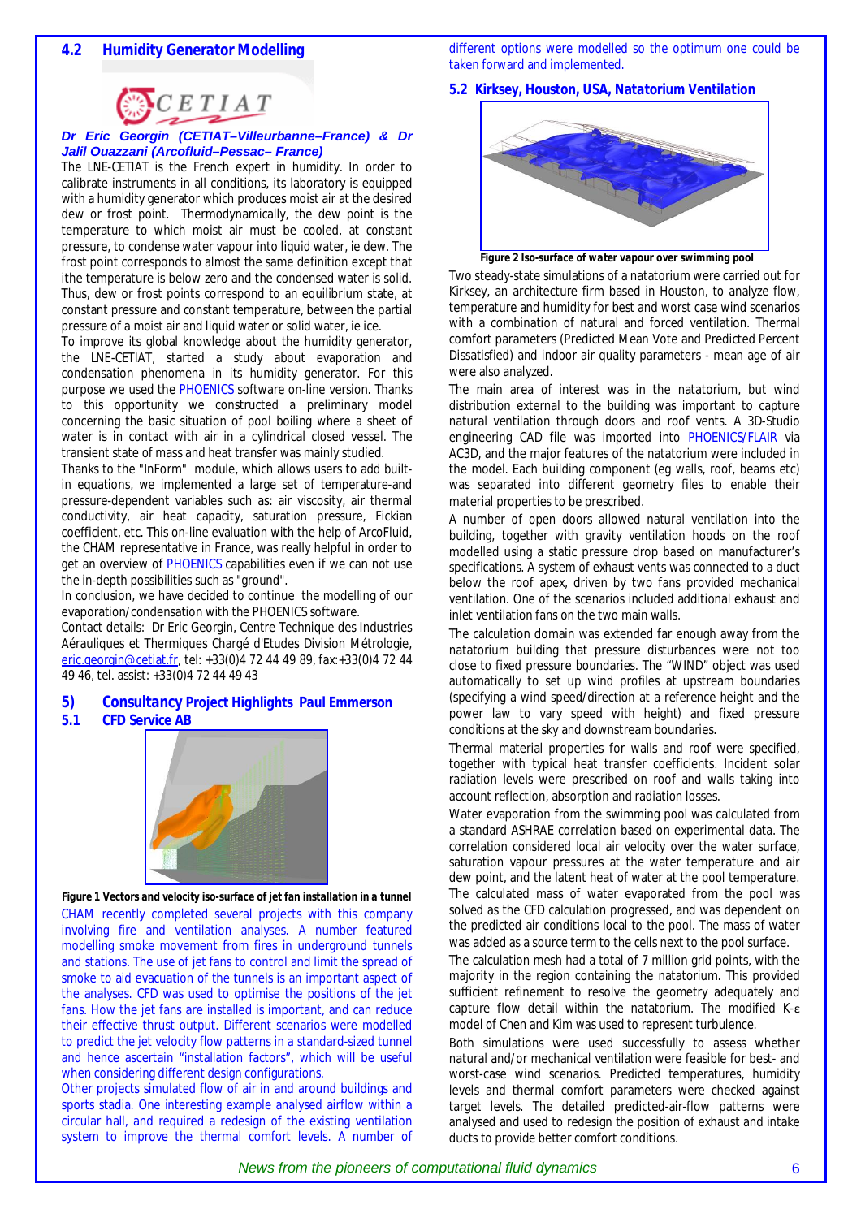## 4.2 Humidity Generator Modelling

***Dr Eric Georgin (CETIAT–Villeurbanne–France) & Dr Jalil Ouazzani (Arcofluid–Pessac– France)***

The LNE-CETIAT is the French expert in humidity. In order to calibrate instruments in all conditions, its laboratory is equipped with a humidity generator which produces moist air at the desired dew or frost point. Thermodynamically, the dew point is the temperature to which moist air must be cooled, at constant pressure, to condense water vapour into liquid water, ie dew. The frost point corresponds to almost the same definition except that ithe temperature is below zero and the condensed water is solid. Thus, dew or frost points correspond to an equilibrium state, at constant pressure and constant temperature, between the partial pressure of a moist air and liquid water or solid water, ie ice.

To improve its global knowledge about the humidity generator, the LNE-CETIAT, started a study about evaporation and condensation phenomena in its humidity generator. For this purpose we used the PHOENICS software on-line version. Thanks to this opportunity we constructed a preliminary model concerning the basic situation of pool boiling where a sheet of water is in contact with air in a cylindrical closed vessel. The transient state of mass and heat transfer was mainly studied.

Thanks to the "InForm" module, which allows users to add built-in equations, we implemented a large set of temperature-and pressure-dependent variables such as: air viscosity, air thermal conductivity, air heat capacity, saturation pressure, Fickian coefficient, etc. This on-line evaluation with the help of ArcoFluid, the CHAM representative in France, was really helpful in order to get an overview of PHOENICS capabilities even if we can not use the in-depth possibilities such as "ground".

In conclusion, we have decided to continue the modelling of our evaporation/condensation with the PHOENICS software.

Contact details: Dr Eric Georgin, Centre Technique des Industries Aérauliques et Thermiques Chargé d'Etudes Division Métrologie, eric.georgin@cetiat.fr, tel: +33(0)4 72 44 49 89, fax:+33(0)4 72 44 49 46, tel. assist: +33(0)4 72 44 49 43

# 5) Consultancy Project Highlights Paul Emmerson

## 5.1 CFD Service AB

**Figure 1 Vectors and velocity iso-surface of jet fan installation in a tunnel**

CHAM recently completed several projects with this company involving fire and ventilation analyses. A number featured modelling smoke movement from fires in underground tunnels and stations. The use of jet fans to control and limit the spread of smoke to aid evacuation of the tunnels is an important aspect of the analyses. CFD was used to optimise the positions of the jet fans. How the jet fans are installed is important, and can reduce their effective thrust output. Different scenarios were modelled to predict the jet velocity flow patterns in a standard-sized tunnel and hence ascertain "installation factors", which will be useful when considering different design configurations.

Other projects simulated flow of air in and around buildings and sports stadia. One interesting example analysed airflow within a circular hall, and required a redesign of the existing ventilation system to improve the thermal comfort levels. A number of different options were modelled so the optimum one could be taken forward and implemented.

## 5.2 Kirksey, Houston, USA, Natatorium Ventilation

**Figure 2 Iso-surface of water vapour over swimming pool**

Two steady-state simulations of a natatorium were carried out for Kirksey, an architecture firm based in Houston, to analyze flow, temperature and humidity for best and worst case wind scenarios with a combination of natural and forced ventilation. Thermal comfort parameters (Predicted Mean Vote and Predicted Percent Dissatisfied) and indoor air quality parameters - mean age of air were also analyzed.

The main area of interest was in the natatorium, but wind distribution external to the building was important to capture natural ventilation through doors and roof vents. A 3D-Studio engineering CAD file was imported into PHOENICS/FLAIR via AC3D, and the major features of the natatorium were included in the model. Each building component (eg walls, roof, beams etc) was separated into different geometry files to enable their material properties to be prescribed.

A number of open doors allowed natural ventilation into the building, together with gravity ventilation hoods on the roof modelled using a static pressure drop based on manufacturer's specifications. A system of exhaust vents was connected to a duct below the roof apex, driven by two fans provided mechanical ventilation. One of the scenarios included additional exhaust and inlet ventilation fans on the two main walls.

The calculation domain was extended far enough away from the natatorium building that pressure disturbances were not too close to fixed pressure boundaries. The "WIND" object was used automatically to set up wind profiles at upstream boundaries (specifying a wind speed/direction at a reference height and the power law to vary speed with height) and fixed pressure conditions at the sky and downstream boundaries.

Thermal material properties for walls and roof were specified, together with typical heat transfer coefficients. Incident solar radiation levels were prescribed on roof and walls taking into account reflection, absorption and radiation losses.

Water evaporation from the swimming pool was calculated from a standard ASHRAE correlation based on experimental data. The correlation considered local air velocity over the water surface, saturation vapour pressures at the water temperature and air dew point, and the latent heat of water at the pool temperature. The calculated mass of water evaporated from the pool was solved as the CFD calculation progressed, and was dependent on the predicted air conditions local to the pool. The mass of water was added as a source term to the cells next to the pool surface.

The calculation mesh had a total of 7 million grid points, with the majority in the region containing the natatorium. This provided sufficient refinement to resolve the geometry adequately and capture flow detail within the natatorium. The modified K-ε model of Chen and Kim was used to represent turbulence.

Both simulations were used successfully to assess whether natural and/or mechanical ventilation were feasible for best- and worst-case wind scenarios. Predicted temperatures, humidity levels and thermal comfort parameters were checked against target levels. The detailed predicted-air-flow patterns were analysed and used to redesign the position of exhaust and intake ducts to provide better comfort conditions.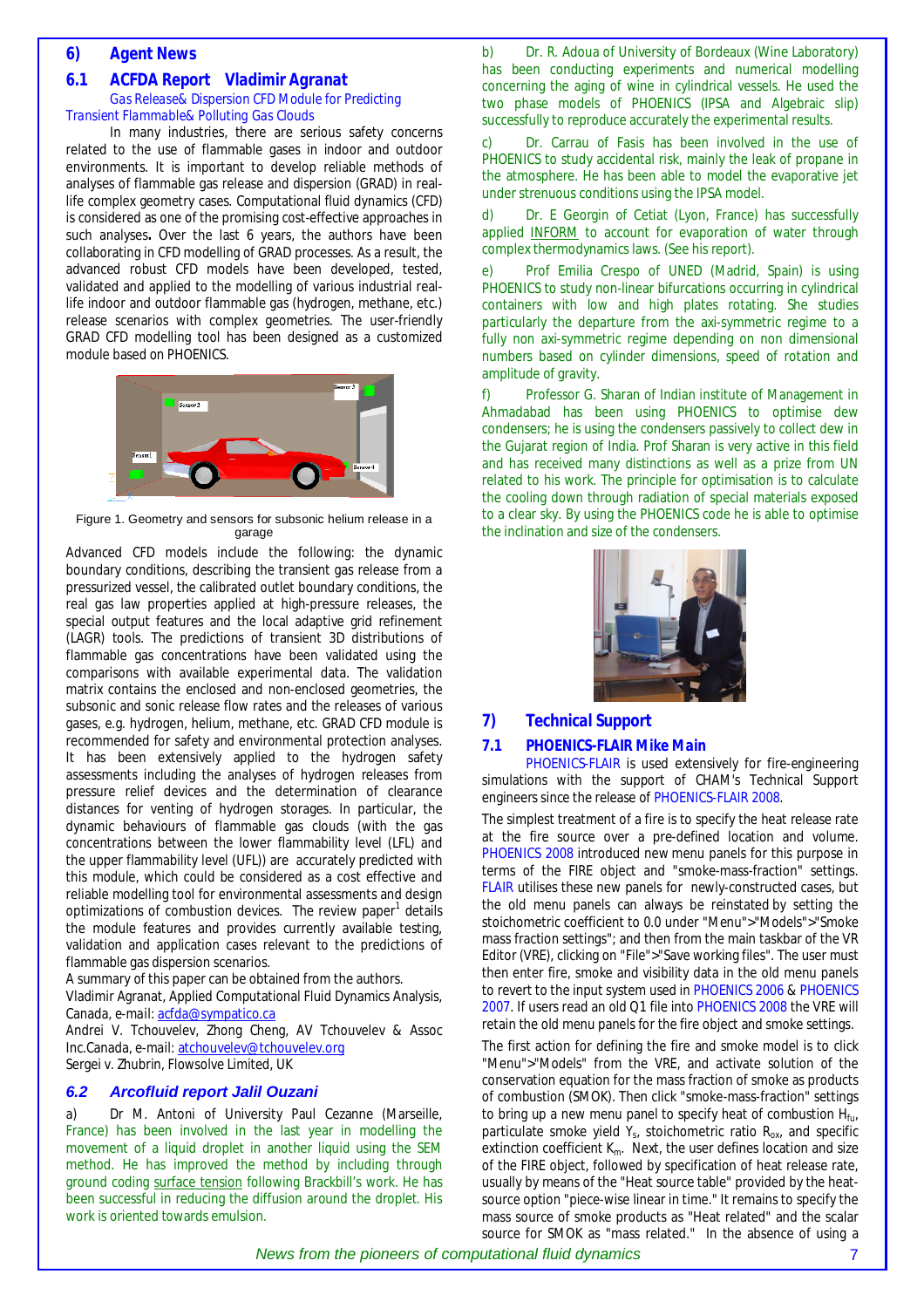## 6) Agent News

### 6.1 ACFDA Report Vladimir Agranat

*Gas Release& Dispersion CFD Module for Predicting Transient Flammable& Polluting Gas Clouds*

In many industries, there are serious safety concerns related to the use of flammable gases in indoor and outdoor environments. It is important to develop reliable methods of analyses of flammable gas release and dispersion (GRAD) in real-life complex geometry cases. Computational fluid dynamics (CFD) is considered as one of the promising cost-effective approaches in such analyses**.** Over the last 6 years, the authors have been collaborating in CFD modelling of GRAD processes. As a result, the advanced robust CFD models have been developed, tested, validated and applied to the modelling of various industrial real-life indoor and outdoor flammable gas (hydrogen, methane, etc.) release scenarios with complex geometries. The user-friendly GRAD CFD modelling tool has been designed as a customized module based on PHOENICS.

Figure 1. Geometry and sensors for subsonic helium release in a garage

Advanced CFD models include the following: the dynamic boundary conditions, describing the transient gas release from a pressurized vessel, the calibrated outlet boundary conditions, the real gas law properties applied at high-pressure releases, the special output features and the local adaptive grid refinement (LAGR) tools. The predictions of transient 3D distributions of flammable gas concentrations have been validated using the comparisons with available experimental data. The validation matrix contains the enclosed and non-enclosed geometries, the subsonic and sonic release flow rates and the releases of various gases, e.g. hydrogen, helium, methane, etc. GRAD CFD module is recommended for safety and environmental protection analyses. It has been extensively applied to the hydrogen safety assessments including the analyses of hydrogen releases from pressure relief devices and the determination of clearance distances for venting of hydrogen storages. In particular, the dynamic behaviours of flammable gas clouds (with the gas concentrations between the lower flammability level (LFL) and the upper flammability level (UFL)) are accurately predicted with this module, which could be considered as a cost effective and reliable modelling tool for environmental assessments and design optimizations of combustion devices. The review paper[1] details the module features and provides currently available testing, validation and application cases relevant to the predictions of flammable gas dispersion scenarios.

A summary of this paper can be obtained from the authors.

Vladimir Agranat, Applied Computational Fluid Dynamics Analysis, Canada, e-mail: acfda@sympatico.ca

Andrei V. Tchouvelev, Zhong Cheng, AV Tchouvelev & Assoc Inc.Canada, e-mail: atchouvelev@tchouvelev.org

Sergei v. Zhubrin, Flowsolve Limited, UK

### 6.2 *Arcofluid report Jalil Ouzani*

a) Dr M. Antoni of University Paul Cezanne (Marseille, France) has been involved in the last year in modelling the movement of a liquid droplet in another liquid using the SEM method. He has improved the method by including through ground coding surface tension following Brackbill's work. He has been successful in reducing the diffusion around the droplet. His work is oriented towards emulsion.

b) Dr. R. Adoua of University of Bordeaux (Wine Laboratory) has been conducting experiments and numerical modelling concerning the aging of wine in cylindrical vessels. He used the two phase models of PHOENICS (IPSA and Algebraic slip) successfully to reproduce accurately the experimental results.

c) Dr. Carrau of Fasis has been involved in the use of PHOENICS to study accidental risk, mainly the leak of propane in the atmosphere. He has been able to model the evaporative jet under strenuous conditions using the IPSA model.

d) Dr. E Georgin of Cetiat (Lyon, France) has successfully applied INFORM to account for evaporation of water through complex thermodynamics laws. (See his report).

e) Prof Emilia Crespo of UNED (Madrid, Spain) is using PHOENICS to study non-linear bifurcations occurring in cylindrical containers with low and high plates rotating. She studies particularly the departure from the axi-symmetric regime to a fully non axi-symmetric regime depending on non dimensional numbers based on cylinder dimensions, speed of rotation and amplitude of gravity.

f) Professor G. Sharan of Indian institute of Management in Ahmadabad has been using PHOENICS to optimise dew condensers; he is using the condensers passively to collect dew in the Gujarat region of India. Prof Sharan is very active in this field and has received many distinctions as well as a prize from UN related to his work. The principle for optimisation is to calculate the cooling down through radiation of special materials exposed to a clear sky. By using the PHOENICS code he is able to optimise the inclination and size of the condensers.

## 7) Technical Support

### 7.1 PHOENICS-FLAIR Mike Main

PHOENICS-FLAIR is used extensively for fire-engineering simulations with the support of CHAM's Technical Support engineers since the release of PHOENICS-FLAIR 2008.

The simplest treatment of a fire is to specify the heat release rate at the fire source over a pre-defined location and volume. PHOENICS 2008 introduced new menu panels for this purpose in terms of the FIRE object and "smoke-mass-fraction" settings. FLAIR utilises these new panels for newly-constructed cases, but the old menu panels can always be reinstated by setting the stoichiometric coefficient to 0.0 under "Menu">"Models">"Smoke mass fraction settings"; and then from the main taskbar of the VR Editor (VRE), clicking on "File">"Save working files". The user must then enter fire, smoke and visibility data in the old menu panels to revert to the input system used in PHOENICS 2006 & PHOENICS 2007. If users read an old Q1 file into PHOENICS 2008 the VRE will retain the old menu panels for the fire object and smoke settings.

The first action for defining the fire and smoke model is to click "Menu">"Models" from the VRE, and activate solution of the conservation equation for the mass fraction of smoke as products of combustion (SMOK). Then click "smoke-mass-fraction" settings to bring up a new menu panel to specify heat of combustion $H_{fu}$, particulate smoke yield $Y_s$, stoichiometric ratio $R_{ox}$, and specific extinction coefficient $K_m$. Next, the user defines location and size of the FIRE object, followed by specification of heat release rate, usually by means of the "Heat source table" provided by the heat-source option "piece-wise linear in time." It remains to specify the mass source of smoke products as "Heat related" and the scalar source for SMOK as "mass related." In the absence of using a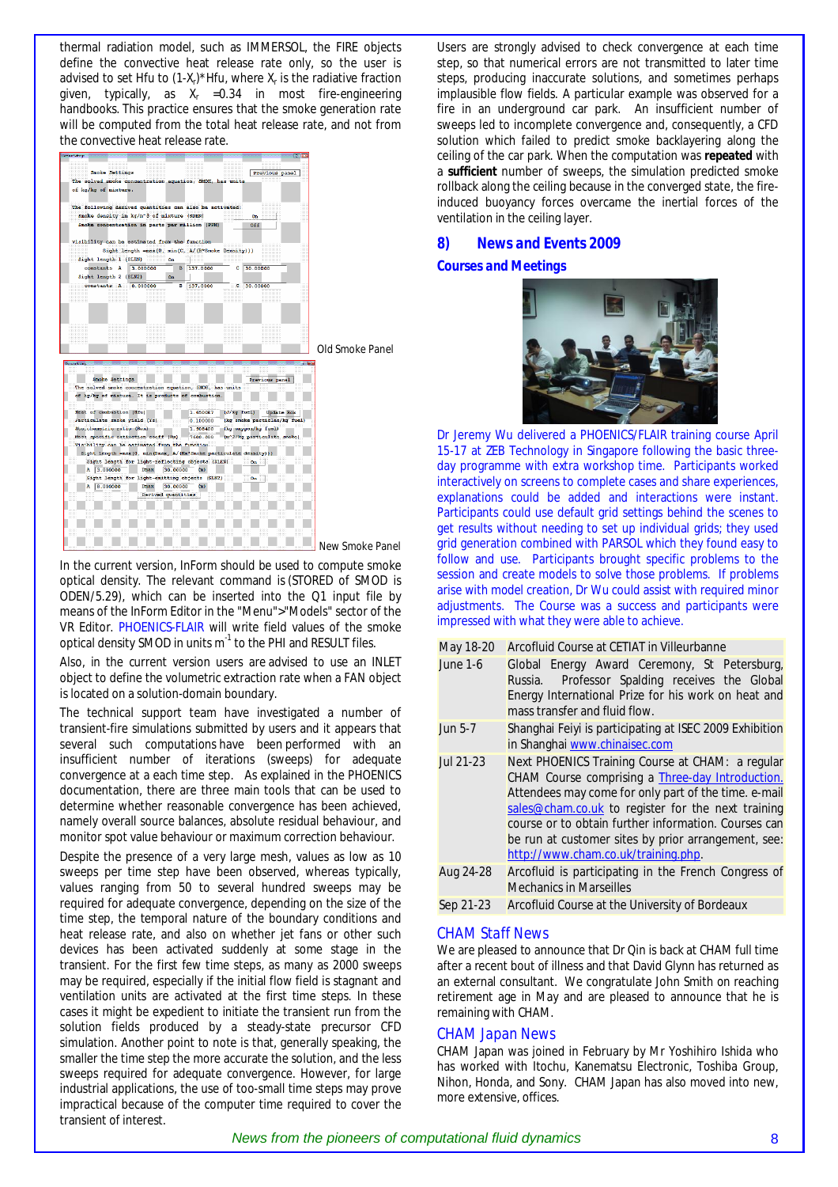thermal radiation model, such as IMMERSOL, the FIRE objects define the convective heat release rate only, so the user is advised to set Hfu to $(1-X_r)$*Hfu, where $X_r$ is the radiative fraction given, typically, as $X_r$ =0.34 in most fire-engineering handbooks. This practice ensures that the smoke generation rate will be computed from the total heat release rate, and not from the convective heat release rate.

Old Smoke Panel

New Smoke Panel

In the current version, InForm should be used to compute smoke optical density. The relevant command is (STORED OF SMOD is ODEN/5.29), which can be inserted into the Q1 input file by means of the InForm Editor in the "Menu">"Models" sector of the VR Editor. PHOENICS-FLAIR will write field values of the smoke optical density SMOD in units $m^{-1}$ to the PHI and RESULT files.

Also, in the current version users are advised to use an INLET object to define the volumetric extraction rate when a FAN object is located on a solution-domain boundary.

The technical support team have investigated a number of transient-fire simulations submitted by users and it appears that several such computations have been performed with an insufficient number of iterations (sweeps) for adequate convergence at a each time step. As explained in the PHOENICS documentation, there are three main tools that can be used to determine whether reasonable convergence has been achieved, namely overall source balances, absolute residual behaviour, and monitor spot value behaviour or maximum correction behaviour.

Despite the presence of a very large mesh, values as low as 10 sweeps per time step have been observed, whereas typically, values ranging from 50 to several hundred sweeps may be required for adequate convergence, depending on the size of the time step, the temporal nature of the boundary conditions and heat release rate, and also on whether jet fans or other such devices has been activated suddenly at some stage in the transient. For the first few time steps, as many as 2000 sweeps may be required, especially if the initial flow field is stagnant and ventilation units are activated at the first time steps. In these cases it might be expedient to initiate the transient run from the solution fields produced by a steady-state precursor CFD simulation. Another point to note is that, generally speaking, the smaller the time step the more accurate the solution, and the less sweeps required for adequate convergence. However, for large industrial applications, the use of too-small time steps may prove impractical because of the computer time required to cover the transient of interest.

Users are strongly advised to check convergence at each time step, so that numerical errors are not transmitted to later time steps, producing inaccurate solutions, and sometimes perhaps implausible flow fields. A particular example was observed for a fire in an underground car park. An insufficient number of sweeps led to incomplete convergence and, consequently, a CFD solution which failed to predict smoke backlayering along the ceiling of the car park. When the computation was **repeated** with a **sufficient** number of sweeps, the simulation predicted smoke rollback along the ceiling because in the converged state, the fire-induced buoyancy forces overcame the inertial forces of the ventilation in the ceiling layer.

## 8) News and Events 2009

### Courses and Meetings

Dr Jeremy Wu delivered a PHOENICS/FLAIR training course April 15-17 at ZEB Technology in Singapore following the basic three-day programme with extra workshop time. Participants worked interactively on screens to complete cases and share experiences, explanations could be added and interactions were instant. Participants could use default grid settings behind the scenes to get results without needing to set up individual grids; they used grid generation combined with PARSOL which they found easy to follow and use. Participants brought specific problems to the session and create models to solve those problems. If problems arise with model creation, Dr Wu could assist with required minor adjustments. The Course was a success and participants were impressed with what they were able to achieve.

| | |
|---|---|
| May 18-20 | Arcofluid Course at CETIAT in Villeurbanne |
| June 1-6 | Global Energy Award Ceremony, St Petersburg, Russia. Professor Spalding receives the Global Energy International Prize for his work on heat and mass transfer and fluid flow. |
| Jun 5-7 | Shanghai Feiyi is participating at ISEC 2009 Exhibition in Shanghai www.chinaisec.com |
| Jul 21-23 | Next PHOENICS Training Course at CHAM: a regular CHAM Course comprising a Three-day Introduction. Attendees may come for only part of the time. e-mail sales@cham.co.uk to register for the next training course or to obtain further information. Courses can be run at customer sites by prior arrangement, see: http://www.cham.co.uk/training.php. |
| Aug 24-28 | Arcofluid is participating in the French Congress of Mechanics in Marseilles |
| Sep 21-23 | Arcofluid Course at the University of Bordeaux |

### CHAM Staff News

We are pleased to announce that Dr Qin is back at CHAM full time after a recent bout of illness and that David Glynn has returned as an external consultant. We congratulate John Smith on reaching retirement age in May and are pleased to announce that he is remaining with CHAM.

### CHAM Japan News

CHAM Japan was joined in February by Mr Yoshihiro Ishida who has worked with Itochu, Kanematsu Electronic, Toshiba Group, Nihon, Honda, and Sony. CHAM Japan has also moved into new, more extensive, offices.